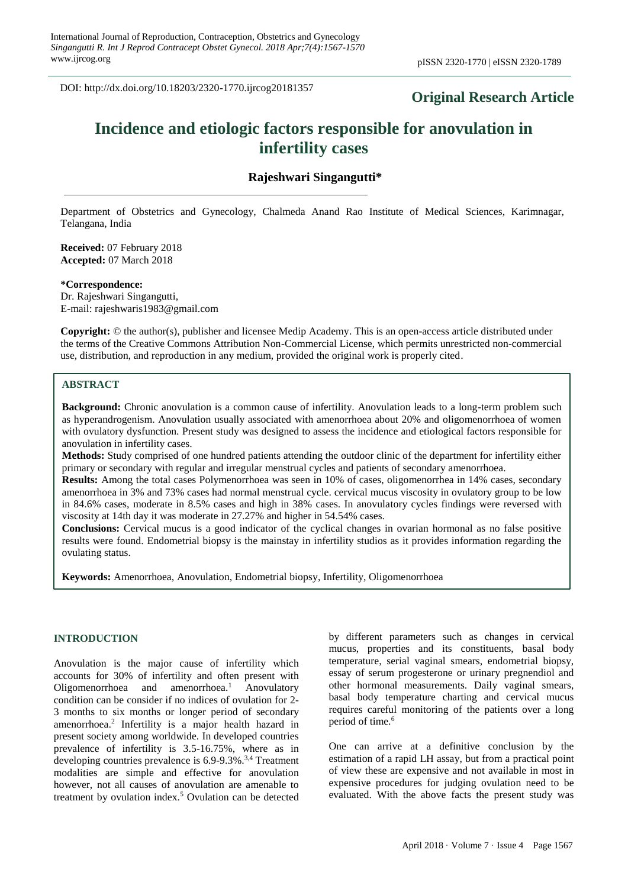DOI: http://dx.doi.org/10.18203/2320-1770.ijrcog20181357

**Original Research Article**

# Incidence and etiologic factors responsible for anovulation in infertility cases

**Rajeshwari Singangutti***

Department of Obstetrics and Gynecology, Chalmeda Anand Rao Institute of Medical Sciences, Karimnagar, Telangana, India

**Received:** 07 February 2018
**Accepted:** 07 March 2018

**\*Correspondence:**
Dr. Rajeshwari Singangutti,
E-mail: rajeshwaris1983@gmail.com

**Copyright:** © the author(s), publisher and licensee Medip Academy. This is an open-access article distributed under the terms of the Creative Commons Attribution Non-Commercial License, which permits unrestricted non-commercial use, distribution, and reproduction in any medium, provided the original work is properly cited.

## ABSTRACT

**Background:** Chronic anovulation is a common cause of infertility. Anovulation leads to a long-term problem such as hyperandrogenism. Anovulation usually associated with amenorrhoea about 20% and oligomenorrhoea of women with ovulatory dysfunction. Present study was designed to assess the incidence and etiological factors responsible for anovulation in infertility cases.

**Methods:** Study comprised of one hundred patients attending the outdoor clinic of the department for infertility either primary or secondary with regular and irregular menstrual cycles and patients of secondary amenorrhoea.

**Results:** Among the total cases Polymenorrhoea was seen in 10% of cases, oligomenorrhea in 14% cases, secondary amenorrhoea in 3% and 73% cases had normal menstrual cycle. cervical mucus viscosity in ovulatory group to be low in 84.6% cases, moderate in 8.5% cases and high in 38% cases. In anovulatory cycles findings were reversed with viscosity at 14th day it was moderate in 27.27% and higher in 54.54% cases.

**Conclusions:** Cervical mucus is a good indicator of the cyclical changes in ovarian hormonal as no false positive results were found. Endometrial biopsy is the mainstay in infertility studios as it provides information regarding the ovulating status.

**Keywords:** Amenorrhoea, Anovulation, Endometrial biopsy, Infertility, Oligomenorrhoea

## INTRODUCTION

Anovulation is the major cause of infertility which accounts for 30% of infertility and often present with Oligomenorrhoea and amenorrhoea.[1] Anovulatory condition can be consider if no indices of ovulation for 2-3 months to six months or longer period of secondary amenorrhoea.[2] Infertility is a major health hazard in present society among worldwide. In developed countries prevalence of infertility is 3.5-16.75%, where as in developing countries prevalence is 6.9-9.3%.[3,4] Treatment modalities are simple and effective for anovulation however, not all causes of anovulation are amenable to treatment by ovulation index.[5] Ovulation can be detected by different parameters such as changes in cervical mucus, properties and its constituents, basal body temperature, serial vaginal smears, endometrial biopsy, essay of serum progesterone or urinary pregnendiol and other hormonal measurements. Daily vaginal smears, basal body temperature charting and cervical mucus requires careful monitoring of the patients over a long period of time.[6]

One can arrive at a definitive conclusion by the estimation of a rapid LH assay, but from a practical point of view these are expensive and not available in most in expensive procedures for judging ovulation need to be evaluated. With the above facts the present study was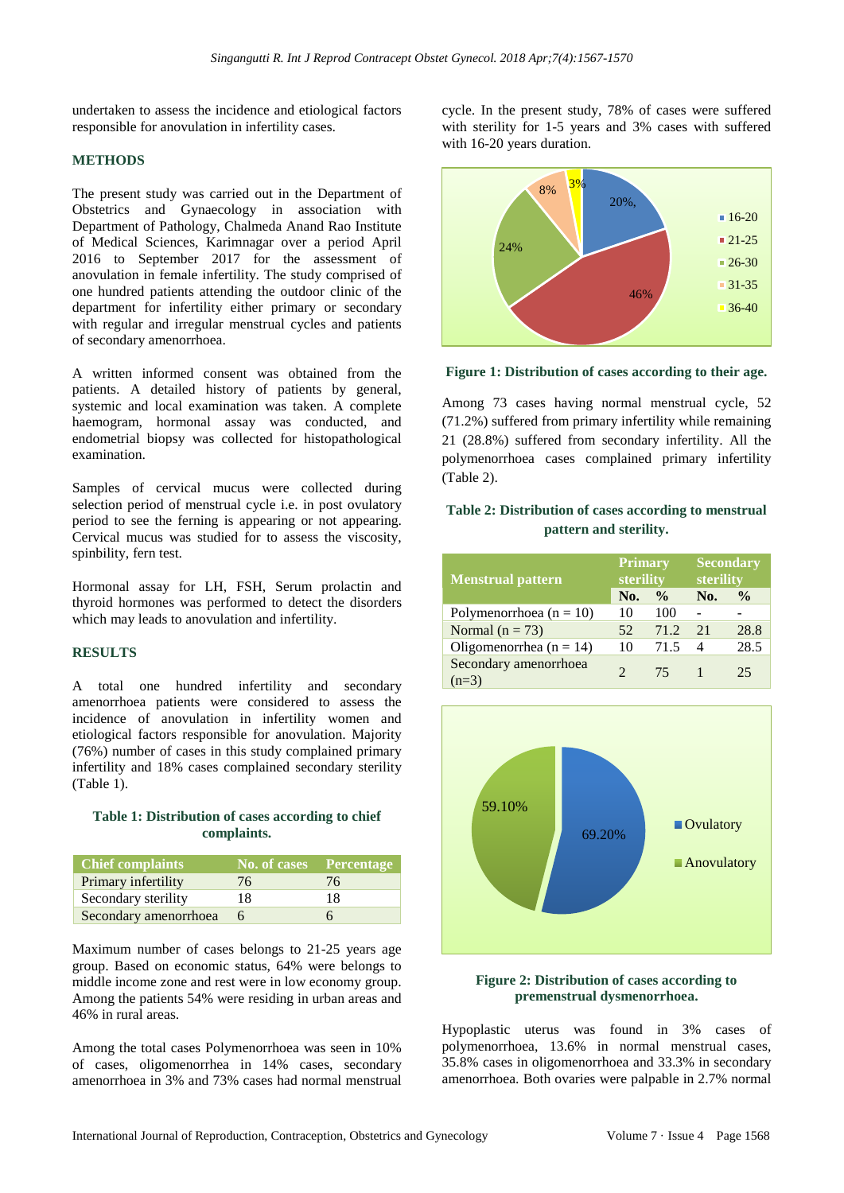undertaken to assess the incidence and etiological factors responsible for anovulation in infertility cases.

## METHODS

The present study was carried out in the Department of Obstetrics and Gynaecology in association with Department of Pathology, Chalmeda Anand Rao Institute of Medical Sciences, Karimnagar over a period April 2016 to September 2017 for the assessment of anovulation in female infertility. The study comprised of one hundred patients attending the outdoor clinic of the department for infertility either primary or secondary with regular and irregular menstrual cycles and patients of secondary amenorrhoea.

A written informed consent was obtained from the patients. A detailed history of patients by general, systemic and local examination was taken. A complete haemogram, hormonal assay was conducted, and endometrial biopsy was collected for histopathological examination.

Samples of cervical mucus were collected during selection period of menstrual cycle i.e. in post ovulatory period to see the ferning is appearing or not appearing. Cervical mucus was studied for to assess the viscosity, spinbility, fern test.

Hormonal assay for LH, FSH, Serum prolactin and thyroid hormones was performed to detect the disorders which may leads to anovulation and infertility.

## RESULTS

A total one hundred infertility and secondary amenorrhoea patients were considered to assess the incidence of anovulation in infertility women and etiological factors responsible for anovulation. Majority (76%) number of cases in this study complained primary infertility and 18% cases complained secondary sterility (Table 1).

**Table 1: Distribution of cases according to chief complaints.**

| Chief complaints | No. of cases | Percentage |
|---|---|---|
| Primary infertility | 76 | 76 |
| Secondary sterility | 18 | 18 |
| Secondary amenorrhoea | 6 | 6 |

Maximum number of cases belongs to 21-25 years age group. Based on economic status, 64% were belongs to middle income zone and rest were in low economy group. Among the patients 54% were residing in urban areas and 46% in rural areas.

Among the total cases Polymenorrhoea was seen in 10% of cases, oligomenorrhea in 14% cases, secondary amenorrhoea in 3% and 73% cases had normal menstrual cycle. In the present study, 78% of cases were suffered with sterility for 1-5 years and 3% cases with suffered with 16-20 years duration.

**Figure 1: Distribution of cases according to their age.**

Among 73 cases having normal menstrual cycle, 52 (71.2%) suffered from primary infertility while remaining 21 (28.8%) suffered from secondary infertility. All the polymenorrhoea cases complained primary infertility (Table 2).

**Table 2: Distribution of cases according to menstrual pattern and sterility.**

| Menstrual pattern | Primary sterility | | Secondary sterility | |
|---|---|---|---|---|
| | No. | % | No. | % |
| Polymenorrhoea (n = 10) | 10 | 100 | - | - |
| Normal (n = 73) | 52 | 71.2 | 21 | 28.8 |
| Oligomenorrhea (n = 14) | 10 | 71.5 | 4 | 28.5 |
| Secondary amenorrhoea (n=3) | 2 | 75 | 1 | 25 |

**Figure 2: Distribution of cases according to premenstrual dysmenorrhoea.**

Hypoplastic uterus was found in 3% cases of polymenorrhoea, 13.6% in normal menstrual cases, 35.8% cases in oligomenorrhoea and 33.3% in secondary amenorrhoea. Both ovaries were palpable in 2.7% normal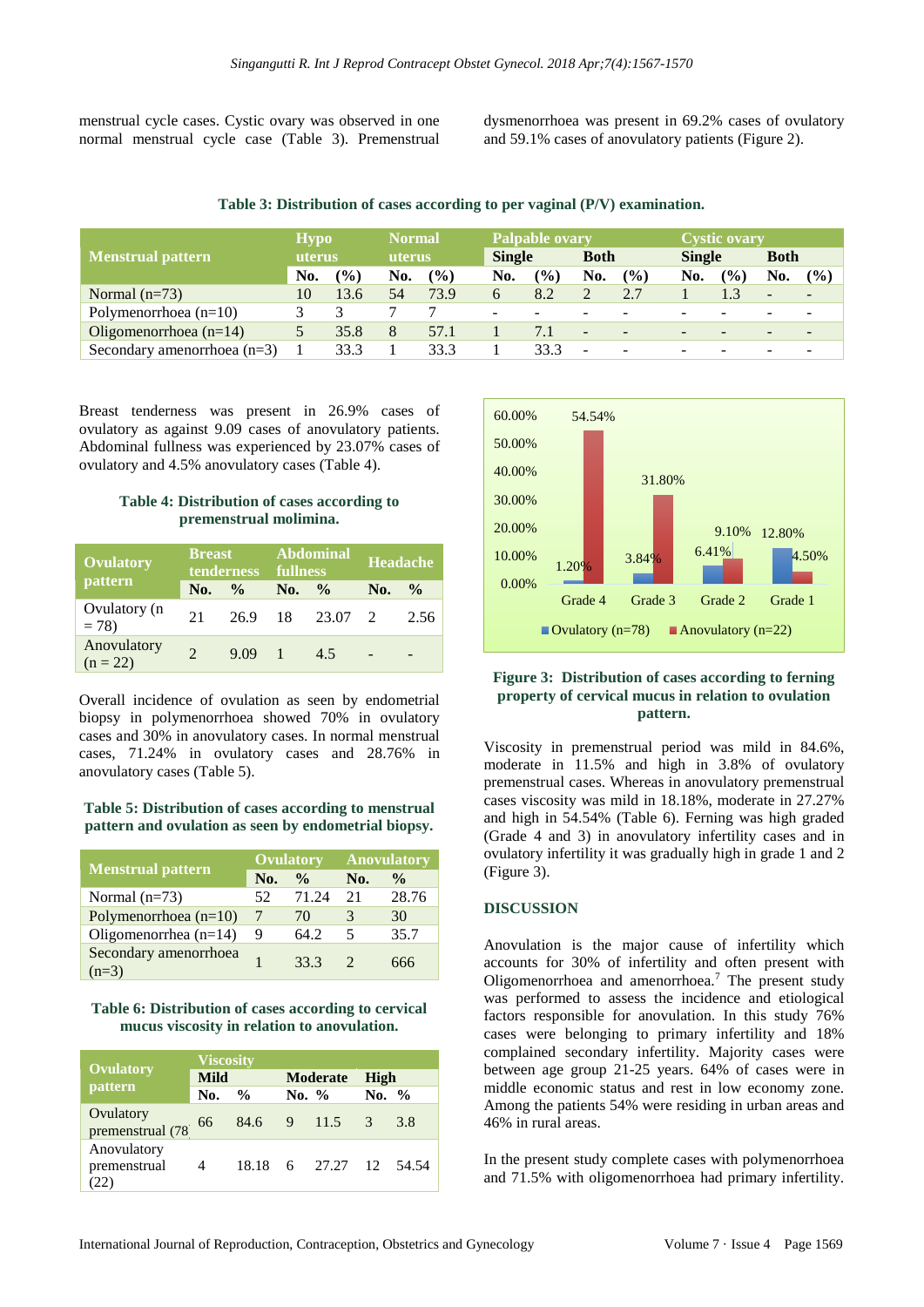menstrual cycle cases. Cystic ovary was observed in one normal menstrual cycle case (Table 3). Premenstrual dysmenorrhoea was present in 69.2% cases of ovulatory and 59.1% cases of anovulatory patients (Figure 2).

**Table 3: Distribution of cases according to per vaginal (P/V) examination.**

| Menstrual pattern | Hypo uterus | | Normal uterus | | Palpable ovary | | | | Cystic ovary | | | |
|---|---|---|---|---|---|---|---|---|---|---|---|---|
| | | | | | Single | | Both | | Single | | Both | |
| | No. | (%) | No. | (%) | No. | (%) | No. | (%) | No. | (%) | No. | (%) |
| Normal (n=73) | 10 | 13.6 | 54 | 73.9 | 6 | 8.2 | 2 | 2.7 | 1 | 1.3 | - | - |
| Polymenorrhoea (n=10) | 3 | 3 | 7 | 7 | - | - | - | - | - | - | - | - |
| Oligomenorrhoea (n=14) | 5 | 35.8 | 8 | 57.1 | 1 | 7.1 | - | - | - | - | - | - |
| Secondary amenorrhoea (n=3) | 1 | 33.3 | 1 | 33.3 | 1 | 33.3 | - | - | - | - | - | - |

Breast tenderness was present in 26.9% cases of ovulatory as against 9.09 cases of anovulatory patients. Abdominal fullness was experienced by 23.07% cases of ovulatory and 4.5% anovulatory cases (Table 4).

**Table 4: Distribution of cases according to premenstrual molimina.**

| Ovulatory pattern | Breast tenderness | | Abdominal fullness | | Headache | |
|---|---|---|---|---|---|---|
| | No. | % | No. | % | No. | % |
| Ovulatory (n = 78) | 21 | 26.9 | 18 | 23.07 | 2 | 2.56 |
| Anovulatory (n = 22) | 2 | 9.09 | 1 | 4.5 | - | - |

Overall incidence of ovulation as seen by endometrial biopsy in polymenorrhoea showed 70% in ovulatory cases and 30% in anovulatory cases. In normal menstrual cases, 71.24% in ovulatory cases and 28.76% in anovulatory cases (Table 5).

**Table 5: Distribution of cases according to menstrual pattern and ovulation as seen by endometrial biopsy.**

| Menstrual pattern | Ovulatory | | Anovulatory | |
|---|---|---|---|---|
| | No. | % | No. | % |
| Normal (n=73) | 52 | 71.24 | 21 | 28.76 |
| Polymenorrhoea (n=10) | 7 | 70 | 3 | 30 |
| Oligomenorrhea (n=14) | 9 | 64.2 | 5 | 35.7 |
| Secondary amenorrhoea (n=3) | 1 | 33.3 | 2 | 666 |

**Table 6: Distribution of cases according to cervical mucus viscosity in relation to anovulation.**

| Ovulatory pattern | Viscosity | | | | | |
|---|---|---|---|---|---|---|
| | Mild | | Moderate | | High | |
| | No. | % | No. | % | No. | % |
| Ovulatory premenstrual (78) | 66 | 84.6 | 9 | 11.5 | 3 | 3.8 |
| Anovulatory premenstrual (22) | 4 | 18.18 | 6 | 27.27 | 12 | 54.54 |

**Figure 3: Distribution of cases according to ferning property of cervical mucus in relation to ovulation pattern.**

Viscosity in premenstrual period was mild in 84.6%, moderate in 11.5% and high in 3.8% of ovulatory premenstrual cases. Whereas in anovulatory premenstrual cases viscosity was mild in 18.18%, moderate in 27.27% and high in 54.54% (Table 6). Ferning was high graded (Grade 4 and 3) in anovulatory infertility cases and in ovulatory infertility it was gradually high in grade 1 and 2 (Figure 3).

## DISCUSSION

Anovulation is the major cause of infertility which accounts for 30% of infertility and often present with Oligomenorrhoea and amenorrhoea.[7] The present study was performed to assess the incidence and etiological factors responsible for anovulation. In this study 76% cases were belonging to primary infertility and 18% complained secondary infertility. Majority cases were between age group 21-25 years. 64% of cases were in middle economic status and rest in low economy zone. Among the patients 54% were residing in urban areas and 46% in rural areas.

In the present study complete cases with polymenorrhoea and 71.5% with oligomenorrhoea had primary infertility.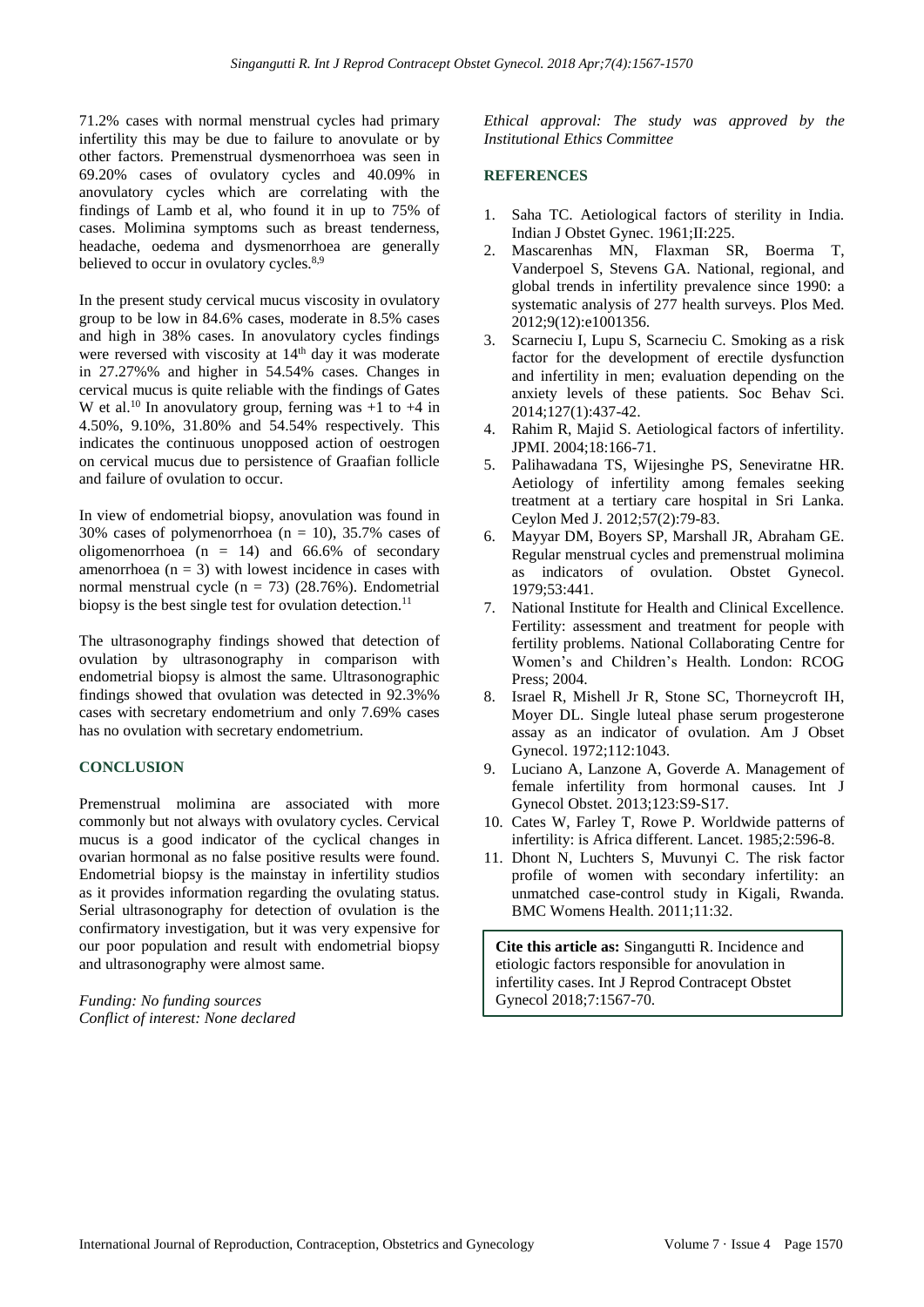71.2% cases with normal menstrual cycles had primary infertility this may be due to failure to anovulate or by other factors. Premenstrual dysmenorrhoea was seen in 69.20% cases of ovulatory cycles and 40.09% in anovulatory cycles which are correlating with the findings of Lamb et al, who found it in up to 75% of cases. Molimina symptoms such as breast tenderness, headache, oedema and dysmenorrhoea are generally believed to occur in ovulatory cycles.[8,9]

In the present study cervical mucus viscosity in ovulatory group to be low in 84.6% cases, moderate in 8.5% cases and high in 38% cases. In anovulatory cycles findings were reversed with viscosity at 14th day it was moderate in 27.27%% and higher in 54.54% cases. Changes in cervical mucus is quite reliable with the findings of Gates W et al.[10] In anovulatory group, ferning was +1 to +4 in 4.50%, 9.10%, 31.80% and 54.54% respectively. This indicates the continuous unopposed action of oestrogen on cervical mucus due to persistence of Graafian follicle and failure of ovulation to occur.

In view of endometrial biopsy, anovulation was found in 30% cases of polymenorrhoea (n = 10), 35.7% cases of oligomenorrhoea (n = 14) and 66.6% of secondary amenorrhoea (n = 3) with lowest incidence in cases with normal menstrual cycle (n = 73) (28.76%). Endometrial biopsy is the best single test for ovulation detection.[11]

The ultrasonography findings showed that detection of ovulation by ultrasonography in comparison with endometrial biopsy is almost the same. Ultrasonographic findings showed that ovulation was detected in 92.3%% cases with secretary endometrium and only 7.69% cases has no ovulation with secretary endometrium.

## CONCLUSION

Premenstrual molimina are associated with more commonly but not always with ovulatory cycles. Cervical mucus is a good indicator of the cyclical changes in ovarian hormonal as no false positive results were found. Endometrial biopsy is the mainstay in infertility studios as it provides information regarding the ovulating status. Serial ultrasonography for detection of ovulation is the confirmatory investigation, but it was very expensive for our poor population and result with endometrial biopsy and ultrasonography were almost same.

*Funding: No funding sources*
*Conflict of interest: None declared*
*Ethical approval: The study was approved by the Institutional Ethics Committee*

## REFERENCES

1. Saha TC. Aetiological factors of sterility in India. Indian J Obstet Gynec. 1961;II:225.
2. Mascarenhas MN, Flaxman SR, Boerma T, Vanderpoel S, Stevens GA. National, regional, and global trends in infertility prevalence since 1990: a systematic analysis of 277 health surveys. Plos Med. 2012;9(12):e1001356.
3. Scarneciu I, Lupu S, Scarneciu C. Smoking as a risk factor for the development of erectile dysfunction and infertility in men; evaluation depending on the anxiety levels of these patients. Soc Behav Sci. 2014;127(1):437-42.
4. Rahim R, Majid S. Aetiological factors of infertility. JPMI. 2004;18:166-71.
5. Palihawadana TS, Wijesinghe PS, Seneviratne HR. Aetiology of infertility among females seeking treatment at a tertiary care hospital in Sri Lanka. Ceylon Med J. 2012;57(2):79-83.
6. Mayyar DM, Boyers SP, Marshall JR, Abraham GE. Regular menstrual cycles and premenstrual molimina as indicators of ovulation. Obstet Gynecol. 1979;53:441.
7. National Institute for Health and Clinical Excellence. Fertility: assessment and treatment for people with fertility problems. National Collaborating Centre for Women's and Children's Health. London: RCOG Press; 2004.
8. Israel R, Mishell Jr R, Stone SC, Thorneycroft IH, Moyer DL. Single luteal phase serum progesterone assay as an indicator of ovulation. Am J Obset Gynecol. 1972;112:1043.
9. Luciano A, Lanzone A, Goverde A. Management of female infertility from hormonal causes. Int J Gynecol Obstet. 2013;123:S9-S17.
10. Cates W, Farley T, Rowe P. Worldwide patterns of infertility: is Africa different. Lancet. 1985;2:596-8.
11. Dhont N, Luchters S, Muvunyi C. The risk factor profile of women with secondary infertility: an unmatched case-control study in Kigali, Rwanda. BMC Womens Health. 2011;11:32.

**Cite this article as:** Singangutti R. Incidence and etiologic factors responsible for anovulation in infertility cases. Int J Reprod Contracept Obstet Gynecol 2018;7:1567-70.